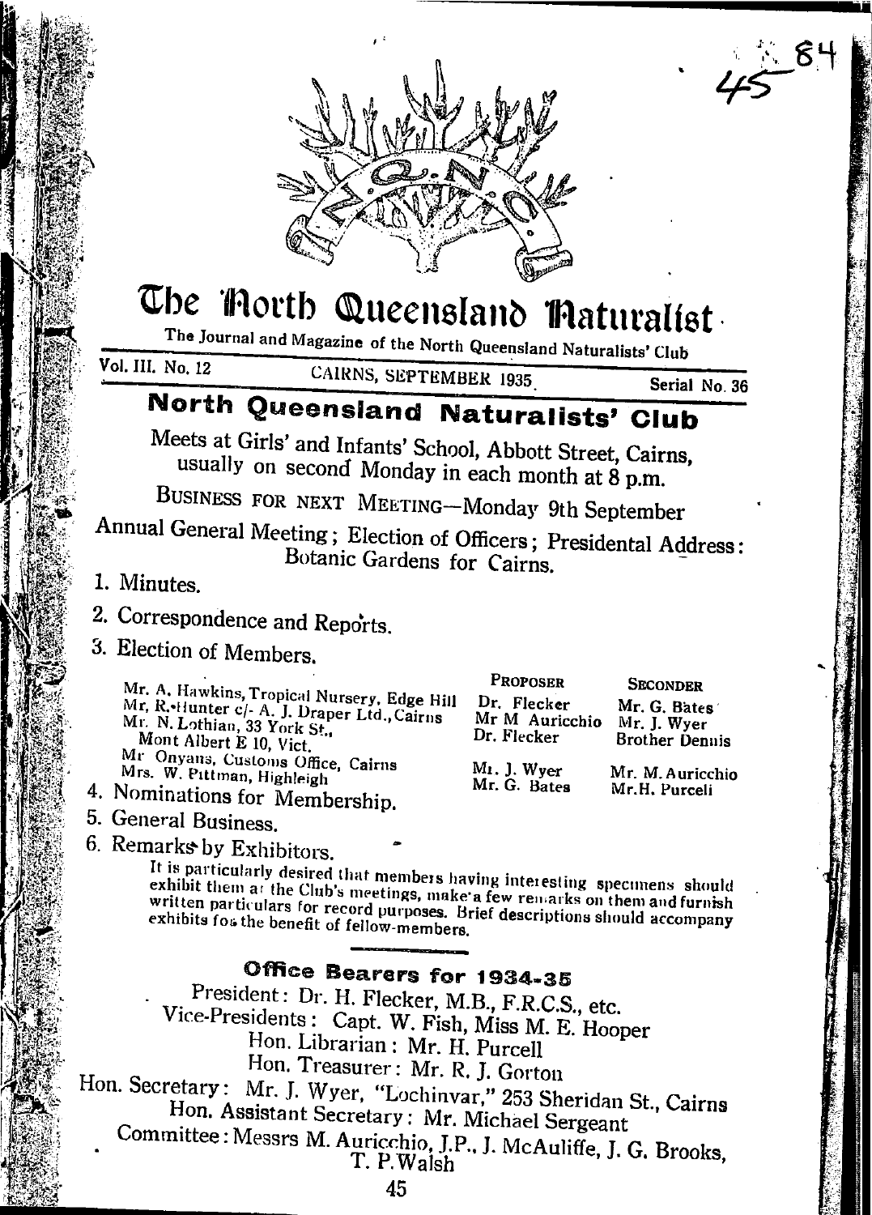# The North Queensland Naturalist

The Journal and Magazine of the North Queensland Naturalists' Club

Vol. III. No. 12 CAIRNS, SEPTEMBER 1935 Serial No. 36

## North Queensland Naturalists' Club

Meets at Girls' and Infants' School, Abbott Street, Cairns, usually on second Monday in each month at 8 p.m.

BUSINESS FOR NEXT MEETING—Monday 9th September

Annual General Meeting; Election of Officers; Presidental Address: Botanic Gardens for Cairns.

1. Minutes.
2. Correspondence and Reports.
3. Election of Members.

| | PROPOSER | SECONDER |
|---|---|---|
| Mr. A. Hawkins, Tropical Nursery, Edge Hill | Dr. Flecker | Mr. G. Bates |
| Mr. R. Hunter c/- A. J. Draper Ltd., Cairns | Mr M Auricchio | Mr. J. Wyer |
| Mr. N. Lothian, 33 York St., Mont Albert E 10, Vict. | Dr. Flecker | Brother Dennis |
| Mr Onyans, Customs Office, Cairns | Mr. J. Wyer | Mr. M. Auricchio |
| Mrs. W. Pittman, Highleigh | Mr. G. Bates | Mr. H. Purcell |

4. Nominations for Membership.
5. General Business.
6. Remarks by Exhibitors.

It is particularly desired that members having interesting specimens should exhibit them at the Club's meetings, make a few remarks on them and furnish written particulars for record purposes. Brief descriptions should accompany exhibits for the benefit of fellow-members.

## Office Bearers for 1934-35

President: Dr. H. Flecker, M.B., F.R.C.S., etc.
Vice-Presidents: Capt. W. Fish, Miss M. E. Hooper
Hon. Librarian: Mr. H. Purcell
Hon. Treasurer: Mr. R. J. Gorton
Hon. Secretary: Mr. J. Wyer, "Lochinvar," 253 Sheridan St., Cairns
Hon. Assistant Secretary: Mr. Michael Sergeant
Committee: Messrs M. Auricchio, J.P., J. McAuliffe, J. G. Brooks, T. P. Walsh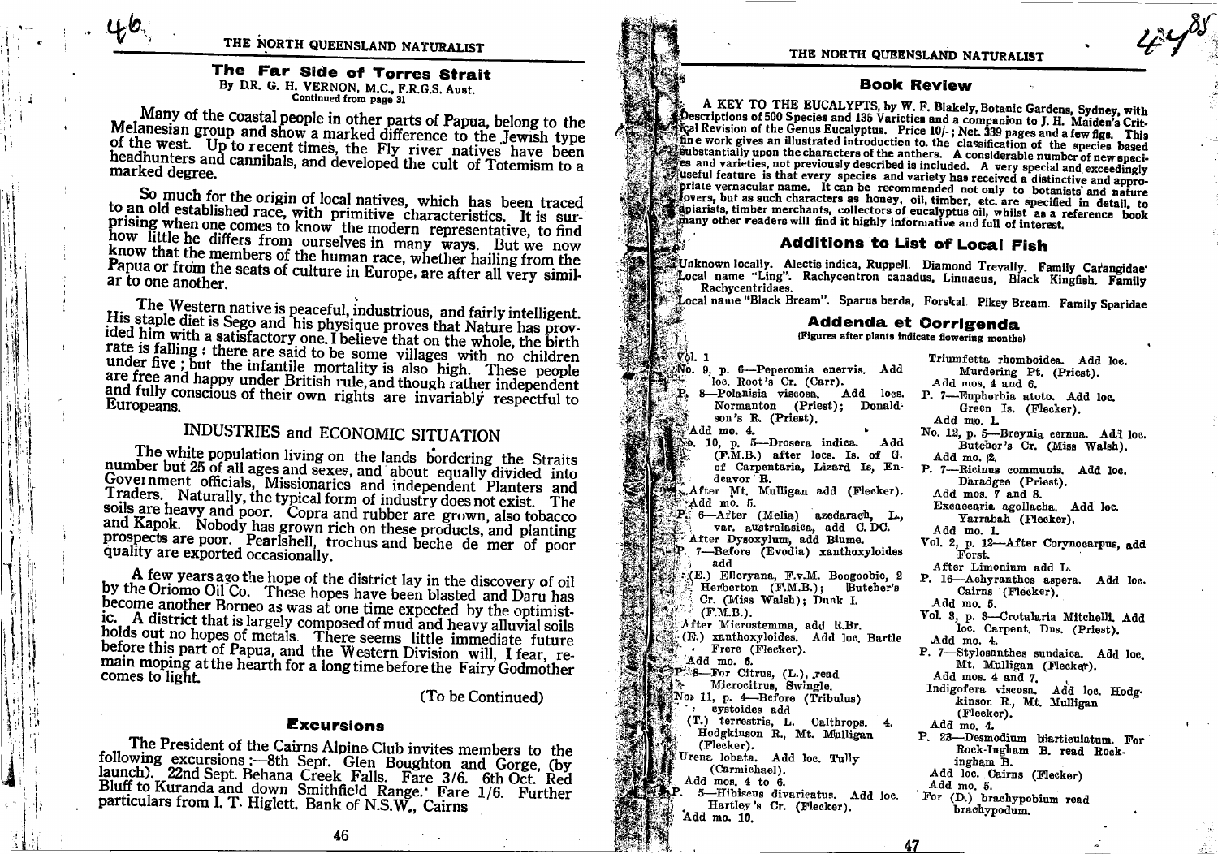## The Far Side of Torres Strait

By DR. G. H. VERNON, M.C., F.R.G.S. Aust.

Continued from page 31

Many of the coastal people in other parts of Papua, belong to the Melanesian group and show a marked difference to the Jewish type of the west. Up to recent times, the Fly river natives have been headhunters and cannibals, and developed the cult of Totemism to a marked degree.

So much for the origin of local natives, which has been traced to an old established race, with primitive characteristics. It is surprising when one comes to know the modern representative, to find how little he differs from ourselves in many ways. But we now know that the members of the human race, whether hailing from the Papua or from the seats of culture in Europe, are after all very similar to one another.

The Western native is peaceful, industrious, and fairly intelligent. His staple diet is Sego and his physique proves that Nature has provided him with a satisfactory one. I believe that on the whole, the birth rate is falling: there are said to be some villages with no children under five; but the infantile mortality is also high. These people are free and happy under British rule, and though rather independent and fully conscious of their own rights are invariably respectful to Europeans.

### INDUSTRIES and ECONOMIC SITUATION

The white population living on the lands bordering the Straits number but 25 of all ages and sexes, and about equally divided into Government officials, Missionaries and independent Planters and Traders. Naturally, the typical form of industry does not exist. The soils are heavy and poor. Copra and rubber are grown, also tobacco and Kapok. Nobody has grown rich on these products, and planting prospects are poor. Pearlshell, trochus and beche de mer of poor quality are exported occasionally.

A few years ago the hope of the district lay in the discovery of oil by the Oriomo Oil Co. These hopes have been blasted and Daru has become another Borneo as was at one time expected by the optimistic. A district that is largely composed of mud and heavy alluvial soils holds out no hopes of metals. There seems little immediate future before this part of Papua, and the Western Division will, I fear, remain moping at the hearth for a long time before the Fairy Godmother comes to light.

(To be Continued)

## Excursions

The President of the Cairns Alpine Club invites members to the following excursions:—8th Sept. Glen Boughton and Gorge, (by launch). 22nd Sept. Behana Creek Falls. Fare 3/6. 6th Oct. Red Bluff to Kuranda and down Smithfield Range. Fare 1/6. Further particulars from I. T. Higlett. Bank of N.S.W., Cairns

## Book Review

A KEY TO THE EUCALYPTS, by W. F. Blakely, Botanic Gardens, Sydney, with Descriptions of 500 Species and 135 Varieties and a companion to J. H. Maiden's Critical Revision of the Genus Eucalyptus. Price 10/-; Net. 339 pages and a few figs. This fine work gives an illustrated introduction to the classification of the species based substantially upon the characters of the anthers. A considerable number of new species and varieties, not previously described is included. A very special and exceedingly useful feature is that every species and variety has received a distinctive and appropriate vernacular name. It can be recommended not only to botanists and nature lovers, but as such characters as honey, oil, timber, etc. are specified in detail, to apiarists, timber merchants, collectors of eucalyptus oil, whilst as a reference book many other readers will find it highly informative and full of interest.

## Additions to List of Local Fish

Unknown locally. Alectis indica, Ruppell. Diamond Trevally. Family Carangidae

Local name "Ling". Rachycentron canadus, Linnaeus, Black Kingfish. Family Rachycentridae.

Local name "Black Bream". Sparus berda, Forskal. Pikey Bream. Family Sparidae

## Addenda et Corrigenda

(Figures after plants indicate flowering months)

Vol. 1

No. 9, p. 6—Peperomia enervis. Add loc. Root's Cr. (Carr).

P. 8—Polanisia viscosa. Add locs. Normanton (Priest); Donaldson's R. (Priest).

Add mo. 4.

No. 10, p. 5—Drosera indica. Add (F.M.B.) after locs. Is. of G. of Carpentaria, Lizard Is, Endeavor R.

After Mt. Mulligan add (Flecker).

Add mo. 5.

P. 6—After (Melia) azedarach, L., var. australasica, add C. DC.

After Dysoxylum, add Blume.

P. 7—Before (Evodia) xanthoxyloides add (E.) Elleryana, F.v.M. Boogoobie, 2 Herberton (F.M.B.); Butcher's Cr. (Miss Walsh); Dunk I. (F.M.B.).

After Microstemma, add R.Br.

(E.) xanthoxyloides. Add loc. Bartle Frere (Flecker).

Add mo. 6.

P. 8—For Citrus, (L.), read Microcitrus, Swingle.

No. 11, p. 4—Before (Tribulus) cystoides add (T.) terrestris, L. Calthrops. 4. Hodgkinson R., Mt. Mulligan (Flecker).

Urena lobata. Add loc. Tully (Carmichael).

Add mos. 4 to 6.

P. 5—Hibiscus divaricatus. Add loc. Hartley's Cr. (Flecker).

Add mo. 10.

Triumfetta rhomboidea. Add loc. Murdering Pt. (Priest).

Add mos. 4 and 6.

P. 7—Euphorbia atoto. Add loc. Green Is. (Flecker).

Add mo. 1.

No. 12, p. 5—Breynia cernua. Add loc. Butcher's Cr. (Miss Walsh).

Add mo. 2.

P. 7—Ricinus communis. Add loc. Daradgee (Priest).

Add mos. 7 and 8.

Excaecaria agollacha. Add loc. Yarrabah (Flecker).

Add mo. 1.

Vol. 2, p. 12—After Corynocarpus, add Forst.

After Limonium add L.

P. 16—Achyranthes aspera. Add loc. Cairns (Flecker).

Add mo. 5.

Vol. 3, p. 3—Crotalaria Mitchelli. Add loc. Carpent. Dns. (Priest).

Add mo. 4.

P. 7—Stylosanthes sundaica. Add loc. Mt. Mulligan (Flecker).

Add mos. 4 and 7.

Indigofera viscosa. Add loc. Hodgkinson R., Mt. Mulligan (Flecker).

Add mo. 4.

P. 23—Desmodium biarticulatum. For Rock-Ingham B. read Rockingham B.

Add loc. Cairns (Flecker)

Add mo. 5.

For (D.) brachypobium read brachypodum.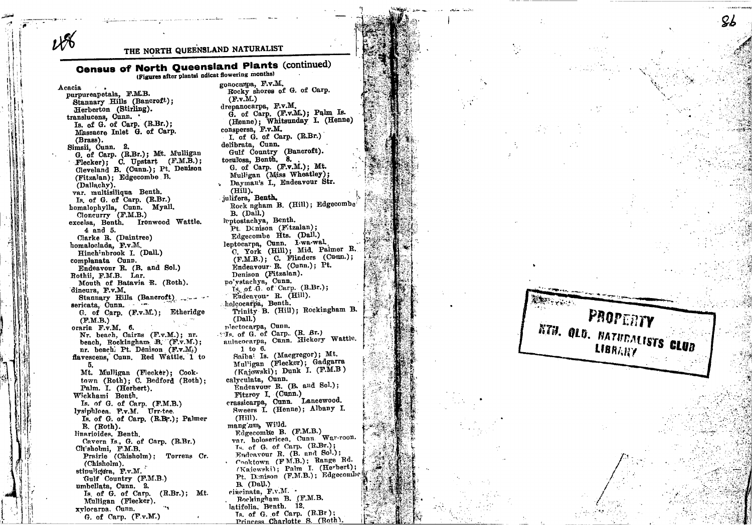## Census of North Queensland Plants (continued)

(Figures after plants indicat flowering months)

Acacia

purpureapetala, F.M.B.
Stannary Hills (Bancroft); Herberton (Stirling).

translucens, Cunn.
Is. of G. of Carp. (R.Br.); Massacre Inlet G. of Carp. (Brass).

Simsii, Cunn. 2.
G. of Carp. (R.Br.); Mt. Mulligan Flecker); C. Upstart (F.M.B.); Cleveland B. (Cunn.); Pt. Denison (Fitzalan); Edgecombe B. (Dallachy).

var. multisiliqua Benth.
Is. of G. of Carp. (R.Br.)

homalophylla, Cunn. Myall.
Cloncurry (F.M.B.)

excelsa, Benth. Ironwood Wattle. 4 and 5.
Clarke R. (Daintree)

homalociada, F.v.M.
Hinchinbrook I. (Dall.)

complanata Cunn.
Endeavour R. (B. and Sol.)

Rothii, F.M.B. Lar.
Mouth of Batavia R. (Roth).

dineura, F.v.M.
Stannary Hills (Bancroft)

sericata, Cunn.
G. of Carp. (F.v.M.); Etheridge (F.M.B.)

oraria F.v.M. 6.
Nr. beach, Cairns (F.v.M.); nr. beach, Rockingham B. (F.v.M.); nr. beach, Pt. Denison (F.v.M.)

flavescens, Cunn. Red Wattle. 1 to 5.
Mt. Mulligan (Flecker); Cooktown (Roth); C. Bedford (Roth); Palm. I. (Herbert).

Wickhami Benth.
Is. of G. of Carp. (F.M.B.)

lysiphloea. F.v.M. Urr-tee.
Is. of G. of Carp. (R.Br.); Palmer R. (Roth).

linarioides. Benth.
Cavern Is., G. of Carp. (R.Br.)

Chisholmi, F.M.B.
Prairie (Chisholm); Torrens Cr. (Chisholm).

stipuligera, F.v.M.
Gulf Country (F.M.B.)

umbellata, Cunn. 2.
Is. of G. of Carp. (R.Br.); Mt. Mulligan (Flecker).

xylocarpa. Cunn.
G. of Carp. (F.v.M.)

gonocarpa, F.v.M.
Rocky shores of G. of Carp. (F.v.M.)

drepanocarpa, F.v.M.
G. of Carp. (F.v.M.); Palm Is. (Henne); Whitsunday I. (Henne)

conspersa, F.v.M.
I. of G. of Carp. (R.Br.)

delibrata, Cunn.
Gulf Country (Bancroft).

torulosa, Benth. 8.
G. of Carp. (F.v.M.); Mt. Mulligan (Miss Wheatley); Dayman's I., Endeavour Str. (Hill).

julifera, Benth.
Rockingham B. (Hill); Edgecombe B. (Dall.)

leptostachya, Benth.
Pt. Denison (Fitzalan); Edgecombe Hts. (Dall.)

leptocarpa, Cunn. I-wa-wal.
C. York (Hill); Mid. Palmer R. (F.M.B.); C. Flinders (Cunn.); Endeavour R. (Cunn.); Pt. Denison (Fitzalan).

polystachya, Cunn.
Is. of G. of Carp. (R.Br.); Endeavour R. (Hill).

holocarpa, Benth.
Trinity B. (Hill); Rockingham B. (Dall.)

plectocarpa, Cunn.
Is. of G. of Carp. (R. Br.)

aulacocarpa, Cunn. Hickory Wattle. 1 to 6.
Saibai Is. (Macgregor); Mt. Mulligan (Flecker); Gadgarra (Kajowski); Dunk I. (F.M.B)

calyculata, Cunn.
Endeavour R. (B. and Sol.); Fitzroy I. (Cunn.)

crassicarpa, Cunn. Lancewood.
Sweers I. (Henne); Albany I. (Hill).

mangium, Willd.
Edgecombe B. (F.M.B.)

var. holosericea, Cunn. War-roon.
Is. of G. of Carp. (R.Br.); Endeavour R. (B. and Sol.); Cooktown (F.M.B.); Range Rd. (Kajowski); Palm I. (Herbert); Pt. Denison (F.M.B.); Edgecombe B. (Dall.)

cincinata, F.v.M.
Rockingham B. (F.M.B.

latifolia, Benth. 12.
Is. of G. of Carp. (R.Br); Princess Charlotte B. (Roth).

PROPERTY
NTH. QLD. NATURALISTS CLUB
LIBRARY